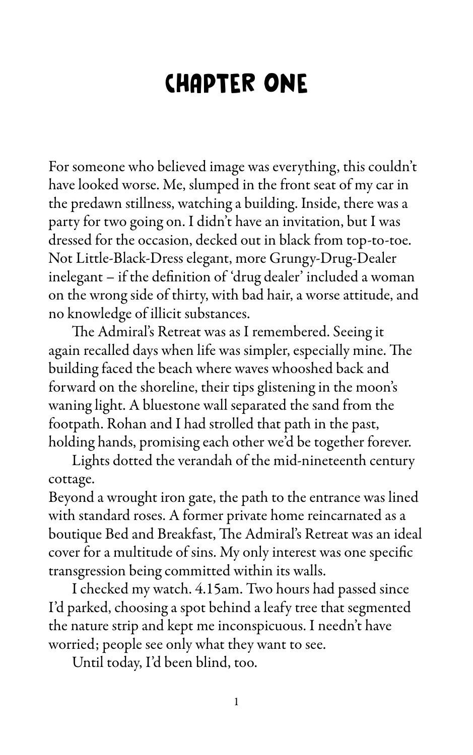# CHAPTER ONE

For someone who believed image was everything, this couldn't have looked worse. Me, slumped in the front seat of my car in the predawn stillness, watching a building. Inside, there was a party for two going on. I didn't have an invitation, but I was dressed for the occasion, decked out in black from top-to-toe. Not Little-Black-Dress elegant, more Grungy-Drug-Dealer inelegant – if the definition of 'drug dealer' included a woman on the wrong side of thirty, with bad hair, a worse attitude, and no knowledge of illicit substances.

The Admiral's Retreat was as I remembered. Seeing it again recalled days when life was simpler, especially mine. The building faced the beach where waves whooshed back and forward on the shoreline, their tips glistening in the moon's waning light. A bluestone wall separated the sand from the footpath. Rohan and I had strolled that path in the past, holding hands, promising each other we'd be together forever.

Lights dotted the verandah of the mid-nineteenth century cottage.

Beyond a wrought iron gate, the path to the entrance was lined with standard roses. A former private home reincarnated as a boutique Bed and Breakfast, The Admiral's Retreat was an ideal cover for a multitude of sins. My only interest was one specific transgression being committed within its walls.

I checked my watch. 4.15am. Two hours had passed since I'd parked, choosing a spot behind a leafy tree that segmented the nature strip and kept me inconspicuous. I needn't have worried; people see only what they want to see.

Until today, I'd been blind, too.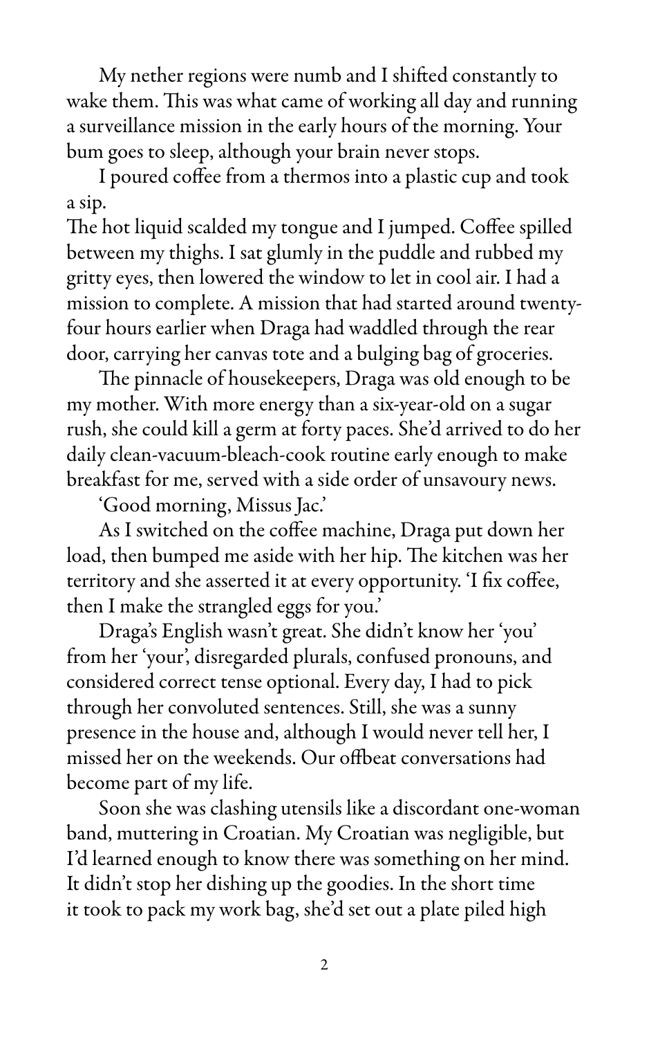My nether regions were numb and I shifted constantly to wake them. This was what came of working all day and running a surveillance mission in the early hours of the morning. Your bum goes to sleep, although your brain never stops.

I poured coffee from a thermos into a plastic cup and took a sip.

The hot liquid scalded my tongue and I jumped. Coffee spilled between my thighs. I sat glumly in the puddle and rubbed my gritty eyes, then lowered the window to let in cool air. I had a mission to complete. A mission that had started around twenty-four hours earlier when Draga had waddled through the rear door, carrying her canvas tote and a bulging bag of groceries.

The pinnacle of housekeepers, Draga was old enough to be my mother. With more energy than a six-year-old on a sugar rush, she could kill a germ at forty paces. She'd arrived to do her daily clean-vacuum-bleach-cook routine early enough to make breakfast for me, served with a side order of unsavoury news.

'Good morning, Missus Jac.'

As I switched on the coffee machine, Draga put down her load, then bumped me aside with her hip. The kitchen was her territory and she asserted it at every opportunity. 'I fix coffee, then I make the strangled eggs for you.'

Draga's English wasn't great. She didn't know her 'you' from her 'your', disregarded plurals, confused pronouns, and considered correct tense optional. Every day, I had to pick through her convoluted sentences. Still, she was a sunny presence in the house and, although I would never tell her, I missed her on the weekends. Our offbeat conversations had become part of my life.

Soon she was clashing utensils like a discordant one-woman band, muttering in Croatian. My Croatian was negligible, but I'd learned enough to know there was something on her mind. It didn't stop her dishing up the goodies. In the short time it took to pack my work bag, she'd set out a plate piled high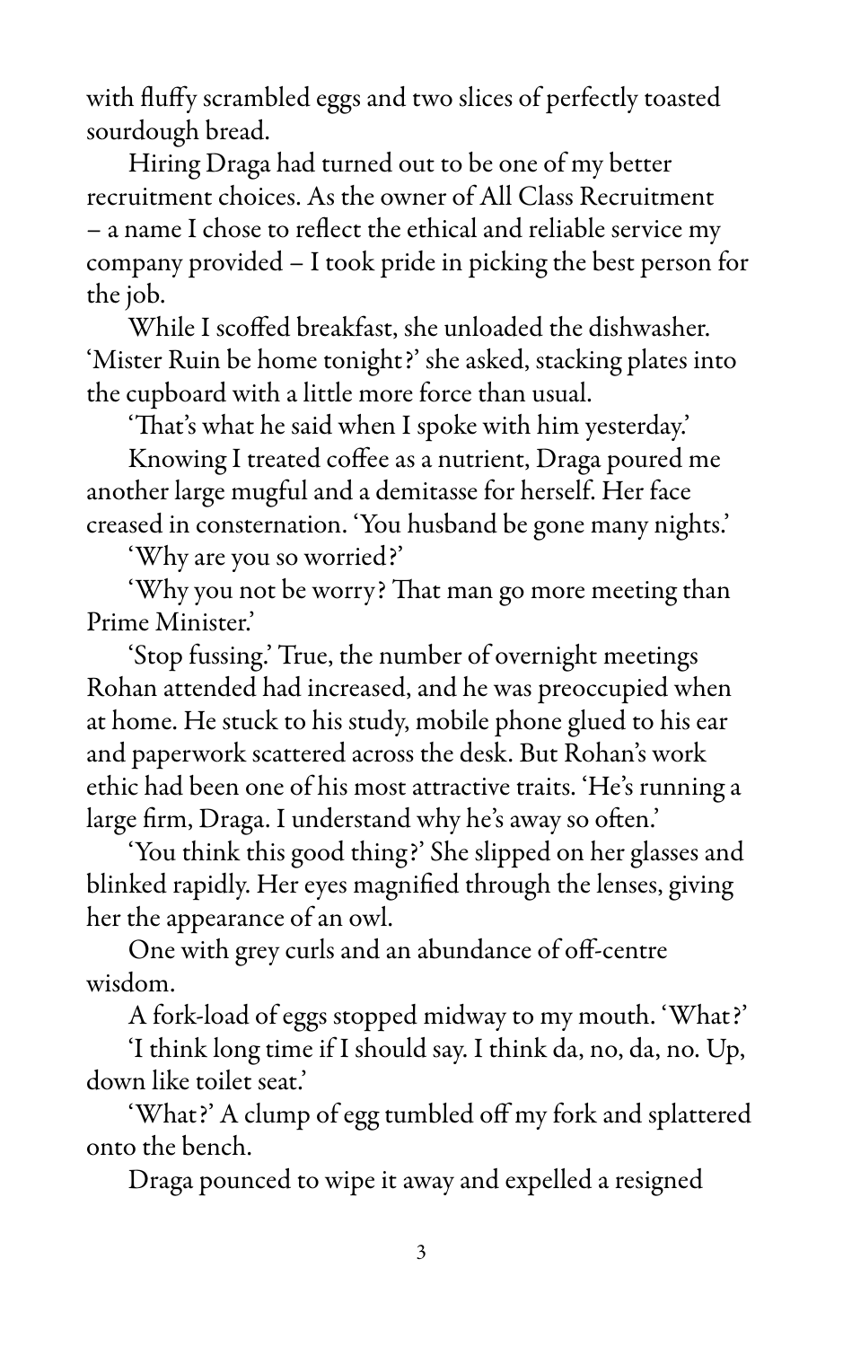with fluffy scrambled eggs and two slices of perfectly toasted sourdough bread.

Hiring Draga had turned out to be one of my better recruitment choices. As the owner of All Class Recruitment – a name I chose to reflect the ethical and reliable service my company provided – I took pride in picking the best person for the job.

While I scoffed breakfast, she unloaded the dishwasher. 'Mister Ruin be home tonight?' she asked, stacking plates into the cupboard with a little more force than usual.

'That's what he said when I spoke with him yesterday.'

Knowing I treated coffee as a nutrient, Draga poured me another large mugful and a demitasse for herself. Her face creased in consternation. 'You husband be gone many nights.'

'Why are you so worried?'

'Why you not be worry? That man go more meeting than Prime Minister.'

'Stop fussing.' True, the number of overnight meetings Rohan attended had increased, and he was preoccupied when at home. He stuck to his study, mobile phone glued to his ear and paperwork scattered across the desk. But Rohan's work ethic had been one of his most attractive traits. 'He's running a large firm, Draga. I understand why he's away so often.'

'You think this good thing?' She slipped on her glasses and blinked rapidly. Her eyes magnified through the lenses, giving her the appearance of an owl.

One with grey curls and an abundance of off-centre wisdom.

A fork-load of eggs stopped midway to my mouth. 'What?'

'I think long time if I should say. I think da, no, da, no. Up, down like toilet seat.'

'What?' A clump of egg tumbled off my fork and splattered onto the bench.

Draga pounced to wipe it away and expelled a resigned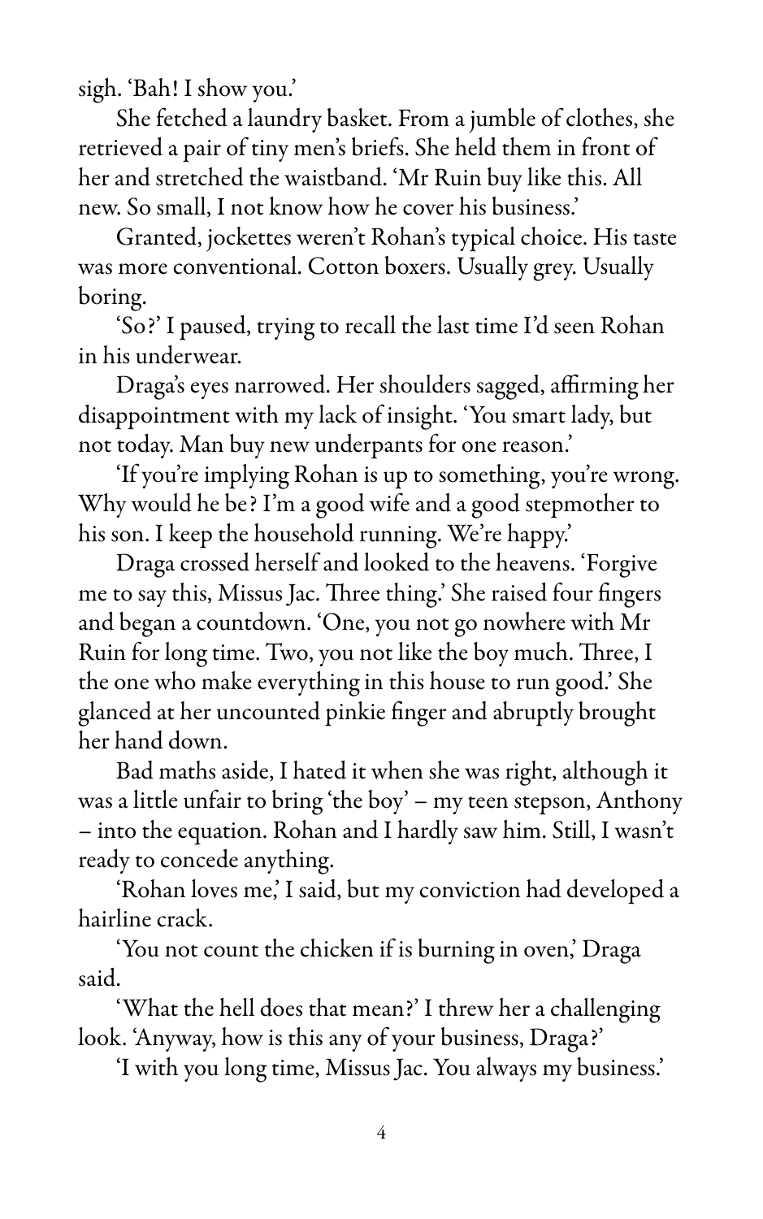sigh. 'Bah! I show you.'

She fetched a laundry basket. From a jumble of clothes, she retrieved a pair of tiny men's briefs. She held them in front of her and stretched the waistband. 'Mr Ruin buy like this. All new. So small, I not know how he cover his business.'

Granted, jockettes weren't Rohan's typical choice. His taste was more conventional. Cotton boxers. Usually grey. Usually boring.

'So?' I paused, trying to recall the last time I'd seen Rohan in his underwear.

Draga's eyes narrowed. Her shoulders sagged, affirming her disappointment with my lack of insight. 'You smart lady, but not today. Man buy new underpants for one reason.'

'If you're implying Rohan is up to something, you're wrong. Why would he be? I'm a good wife and a good stepmother to his son. I keep the household running. We're happy.'

Draga crossed herself and looked to the heavens. 'Forgive me to say this, Missus Jac. Three thing.' She raised four fingers and began a countdown. 'One, you not go nowhere with Mr Ruin for long time. Two, you not like the boy much. Three, I the one who make everything in this house to run good.' She glanced at her uncounted pinkie finger and abruptly brought her hand down.

Bad maths aside, I hated it when she was right, although it was a little unfair to bring 'the boy' – my teen stepson, Anthony – into the equation. Rohan and I hardly saw him. Still, I wasn't ready to concede anything.

'Rohan loves me,' I said, but my conviction had developed a hairline crack.

'You not count the chicken if is burning in oven,' Draga said.

'What the hell does that mean?' I threw her a challenging look. 'Anyway, how is this any of your business, Draga?'

'I with you long time, Missus Jac. You always my business.'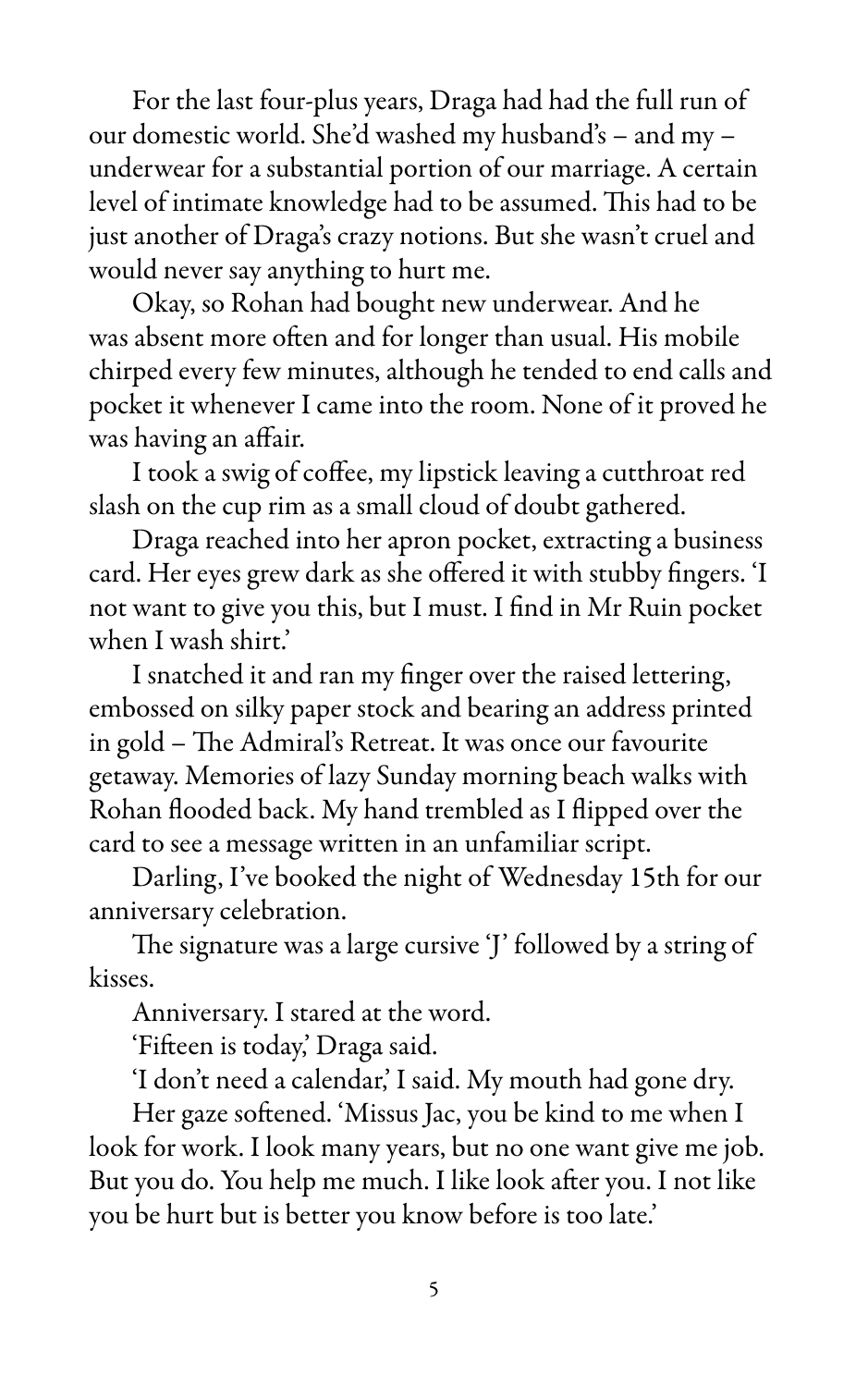For the last four-plus years, Draga had had the full run of our domestic world. She'd washed my husband's – and my – underwear for a substantial portion of our marriage. A certain level of intimate knowledge had to be assumed. This had to be just another of Draga's crazy notions. But she wasn't cruel and would never say anything to hurt me.

Okay, so Rohan had bought new underwear. And he was absent more often and for longer than usual. His mobile chirped every few minutes, although he tended to end calls and pocket it whenever I came into the room. None of it proved he was having an affair.

I took a swig of coffee, my lipstick leaving a cutthroat red slash on the cup rim as a small cloud of doubt gathered.

Draga reached into her apron pocket, extracting a business card. Her eyes grew dark as she offered it with stubby fingers. 'I not want to give you this, but I must. I find in Mr Ruin pocket when I wash shirt.'

I snatched it and ran my finger over the raised lettering, embossed on silky paper stock and bearing an address printed in gold – The Admiral's Retreat. It was once our favourite getaway. Memories of lazy Sunday morning beach walks with Rohan flooded back. My hand trembled as I flipped over the card to see a message written in an unfamiliar script.

Darling, I've booked the night of Wednesday 15th for our anniversary celebration.

The signature was a large cursive 'J' followed by a string of kisses.

Anniversary. I stared at the word.

'Fifteen is today,' Draga said.

'I don't need a calendar,' I said. My mouth had gone dry.

Her gaze softened. 'Missus Jac, you be kind to me when I look for work. I look many years, but no one want give me job. But you do. You help me much. I like look after you. I not like you be hurt but is better you know before is too late.'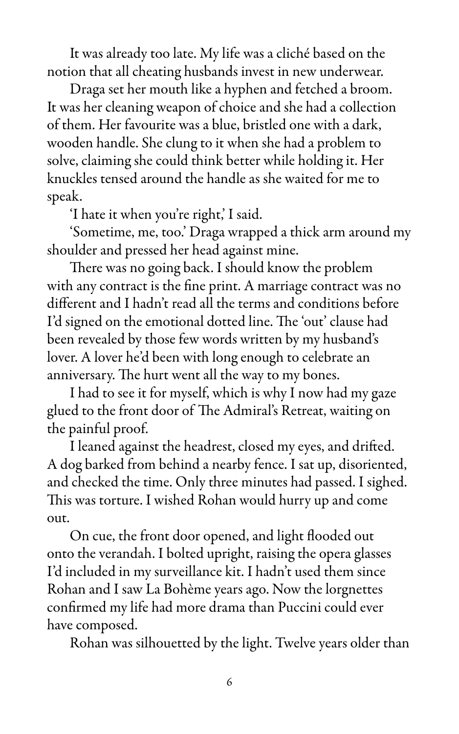It was already too late. My life was a cliché based on the notion that all cheating husbands invest in new underwear.

Draga set her mouth like a hyphen and fetched a broom. It was her cleaning weapon of choice and she had a collection of them. Her favourite was a blue, bristled one with a dark, wooden handle. She clung to it when she had a problem to solve, claiming she could think better while holding it. Her knuckles tensed around the handle as she waited for me to speak.

'I hate it when you're right,' I said.

'Sometime, me, too.' Draga wrapped a thick arm around my shoulder and pressed her head against mine.

There was no going back. I should know the problem with any contract is the fine print. A marriage contract was no different and I hadn't read all the terms and conditions before I'd signed on the emotional dotted line. The 'out' clause had been revealed by those few words written by my husband's lover. A lover he'd been with long enough to celebrate an anniversary. The hurt went all the way to my bones.

I had to see it for myself, which is why I now had my gaze glued to the front door of The Admiral's Retreat, waiting on the painful proof.

I leaned against the headrest, closed my eyes, and drifted. A dog barked from behind a nearby fence. I sat up, disoriented, and checked the time. Only three minutes had passed. I sighed. This was torture. I wished Rohan would hurry up and come out.

On cue, the front door opened, and light flooded out onto the verandah. I bolted upright, raising the opera glasses I'd included in my surveillance kit. I hadn't used them since Rohan and I saw La Bohème years ago. Now the lorgnettes confirmed my life had more drama than Puccini could ever have composed.

Rohan was silhouetted by the light. Twelve years older than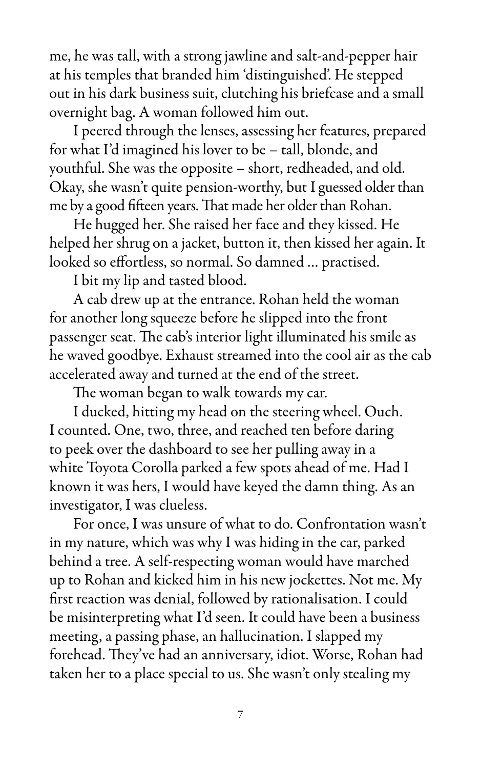me, he was tall, with a strong jawline and salt-and-pepper hair at his temples that branded him 'distinguished'. He stepped out in his dark business suit, clutching his briefcase and a small overnight bag. A woman followed him out.

I peered through the lenses, assessing her features, prepared for what I'd imagined his lover to be – tall, blonde, and youthful. She was the opposite – short, redheaded, and old. Okay, she wasn't quite pension-worthy, but I guessed older than me by a good fifteen years. That made her older than Rohan.

He hugged her. She raised her face and they kissed. He helped her shrug on a jacket, button it, then kissed her again. It looked so effortless, so normal. So damned … practised.

I bit my lip and tasted blood.

A cab drew up at the entrance. Rohan held the woman for another long squeeze before he slipped into the front passenger seat. The cab's interior light illuminated his smile as he waved goodbye. Exhaust streamed into the cool air as the cab accelerated away and turned at the end of the street.

The woman began to walk towards my car.

I ducked, hitting my head on the steering wheel. Ouch. I counted. One, two, three, and reached ten before daring to peek over the dashboard to see her pulling away in a white Toyota Corolla parked a few spots ahead of me. Had I known it was hers, I would have keyed the damn thing. As an investigator, I was clueless.

For once, I was unsure of what to do. Confrontation wasn't in my nature, which was why I was hiding in the car, parked behind a tree. A self-respecting woman would have marched up to Rohan and kicked him in his new jockettes. Not me. My first reaction was denial, followed by rationalisation. I could be misinterpreting what I'd seen. It could have been a business meeting, a passing phase, an hallucination. I slapped my forehead. They've had an anniversary, idiot. Worse, Rohan had taken her to a place special to us. She wasn't only stealing my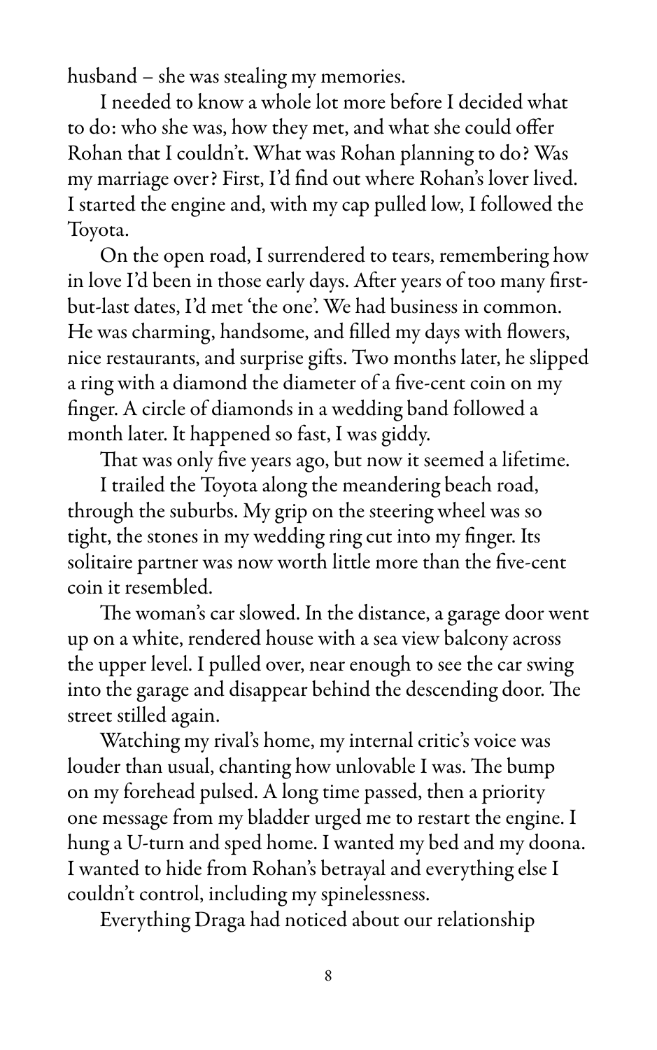husband – she was stealing my memories.

I needed to know a whole lot more before I decided what to do: who she was, how they met, and what she could offer Rohan that I couldn't. What was Rohan planning to do? Was my marriage over? First, I'd find out where Rohan's lover lived. I started the engine and, with my cap pulled low, I followed the Toyota.

On the open road, I surrendered to tears, remembering how in love I'd been in those early days. After years of too many first-but-last dates, I'd met 'the one'. We had business in common. He was charming, handsome, and filled my days with flowers, nice restaurants, and surprise gifts. Two months later, he slipped a ring with a diamond the diameter of a five-cent coin on my finger. A circle of diamonds in a wedding band followed a month later. It happened so fast, I was giddy.

That was only five years ago, but now it seemed a lifetime.

I trailed the Toyota along the meandering beach road, through the suburbs. My grip on the steering wheel was so tight, the stones in my wedding ring cut into my finger. Its solitaire partner was now worth little more than the five-cent coin it resembled.

The woman's car slowed. In the distance, a garage door went up on a white, rendered house with a sea view balcony across the upper level. I pulled over, near enough to see the car swing into the garage and disappear behind the descending door. The street stilled again.

Watching my rival's home, my internal critic's voice was louder than usual, chanting how unlovable I was. The bump on my forehead pulsed. A long time passed, then a priority one message from my bladder urged me to restart the engine. I hung a U-turn and sped home. I wanted my bed and my doona. I wanted to hide from Rohan's betrayal and everything else I couldn't control, including my spinelessness.

Everything Draga had noticed about our relationship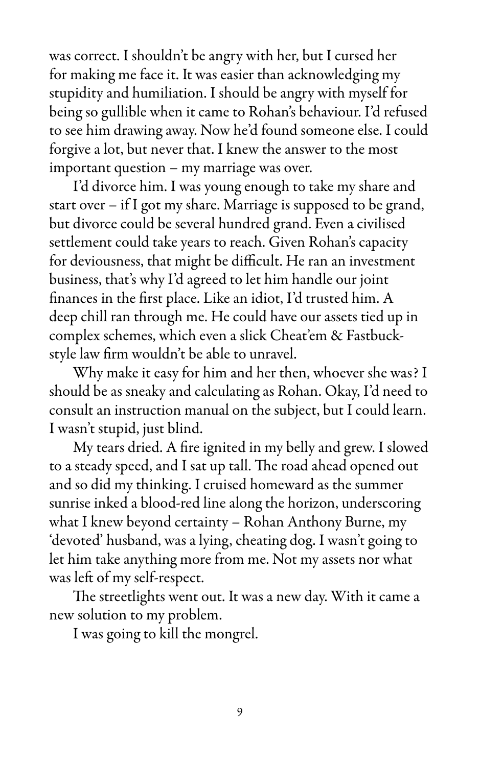was correct. I shouldn't be angry with her, but I cursed her for making me face it. It was easier than acknowledging my stupidity and humiliation. I should be angry with myself for being so gullible when it came to Rohan's behaviour. I'd refused to see him drawing away. Now he'd found someone else. I could forgive a lot, but never that. I knew the answer to the most important question – my marriage was over.

I'd divorce him. I was young enough to take my share and start over – if I got my share. Marriage is supposed to be grand, but divorce could be several hundred grand. Even a civilised settlement could take years to reach. Given Rohan's capacity for deviousness, that might be difficult. He ran an investment business, that's why I'd agreed to let him handle our joint finances in the first place. Like an idiot, I'd trusted him. A deep chill ran through me. He could have our assets tied up in complex schemes, which even a slick Cheat'em & Fastbuck-style law firm wouldn't be able to unravel.

Why make it easy for him and her then, whoever she was? I should be as sneaky and calculating as Rohan. Okay, I'd need to consult an instruction manual on the subject, but I could learn. I wasn't stupid, just blind.

My tears dried. A fire ignited in my belly and grew. I slowed to a steady speed, and I sat up tall. The road ahead opened out and so did my thinking. I cruised homeward as the summer sunrise inked a blood-red line along the horizon, underscoring what I knew beyond certainty – Rohan Anthony Burne, my 'devoted' husband, was a lying, cheating dog. I wasn't going to let him take anything more from me. Not my assets nor what was left of my self-respect.

The streetlights went out. It was a new day. With it came a new solution to my problem.

I was going to kill the mongrel.